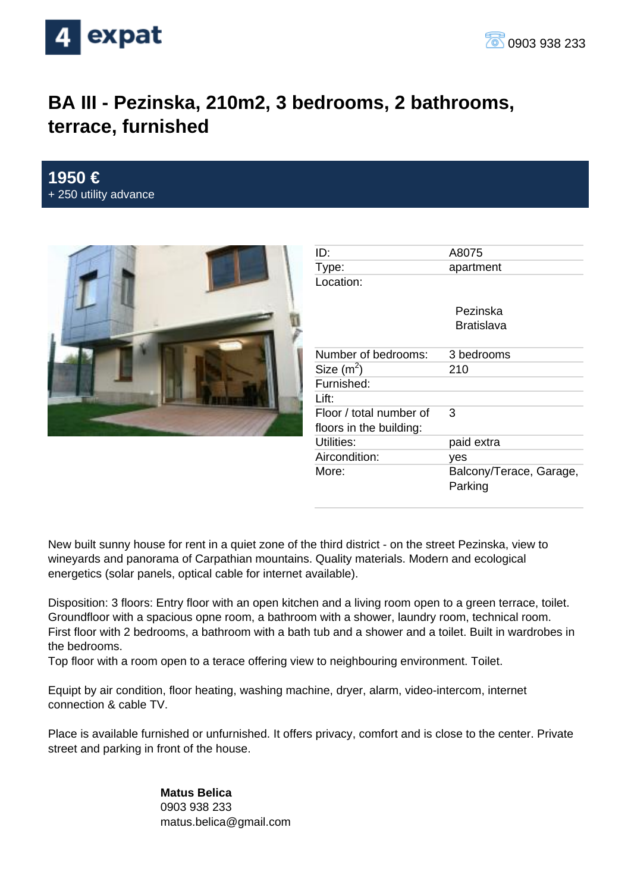4 expat

0903 938 233

# BA III - Pezinska, 210m2, 3 bedrooms, 2 bathrooms, terrace, furnished

**1950 €**
+ 250 utility advance

| | |
|---|---|
| ID: | A8075 |
| Type: | apartment |
| Location: | Pezinska<br>Bratislava |
| Number of bedrooms: | 3 bedrooms |
| Size ($m^2$) | 210 |
| Furnished: | |
| Lift: | |
| Floor / total number of floors in the building: | 3 |
| Utilities: | paid extra |
| Aircondition: | yes |
| More: | Balcony/Terace, Garage, Parking |

New built sunny house for rent in a quiet zone of the third district - on the street Pezinska, view to wineyards and panorama of Carpathian mountains. Quality materials. Modern and ecological energetics (solar panels, optical cable for internet available).

Disposition: 3 floors: Entry floor with an open kitchen and a living room open to a green terace, toilet. Groundfloor with a spacious opne room, a bathroom with a shower, laundry room, technical room. First floor with 2 bedrooms, a bathroom with a bath tub and a shower and a toilet. Built in wardrobes in the bedrooms.
Top floor with a room open to a terace offering view to neighbouring environment. Toilet.

Equipt by air condition, floor heating, washing machine, dryer, alarm, video-intercom, internet connection & cable TV.

Place is available furnished or unfurnished. It offers privacy, comfort and is close to the center. Private street and parking in front of the house.

**Matus Belica**
0903 938 233
matus.belica@gmail.com